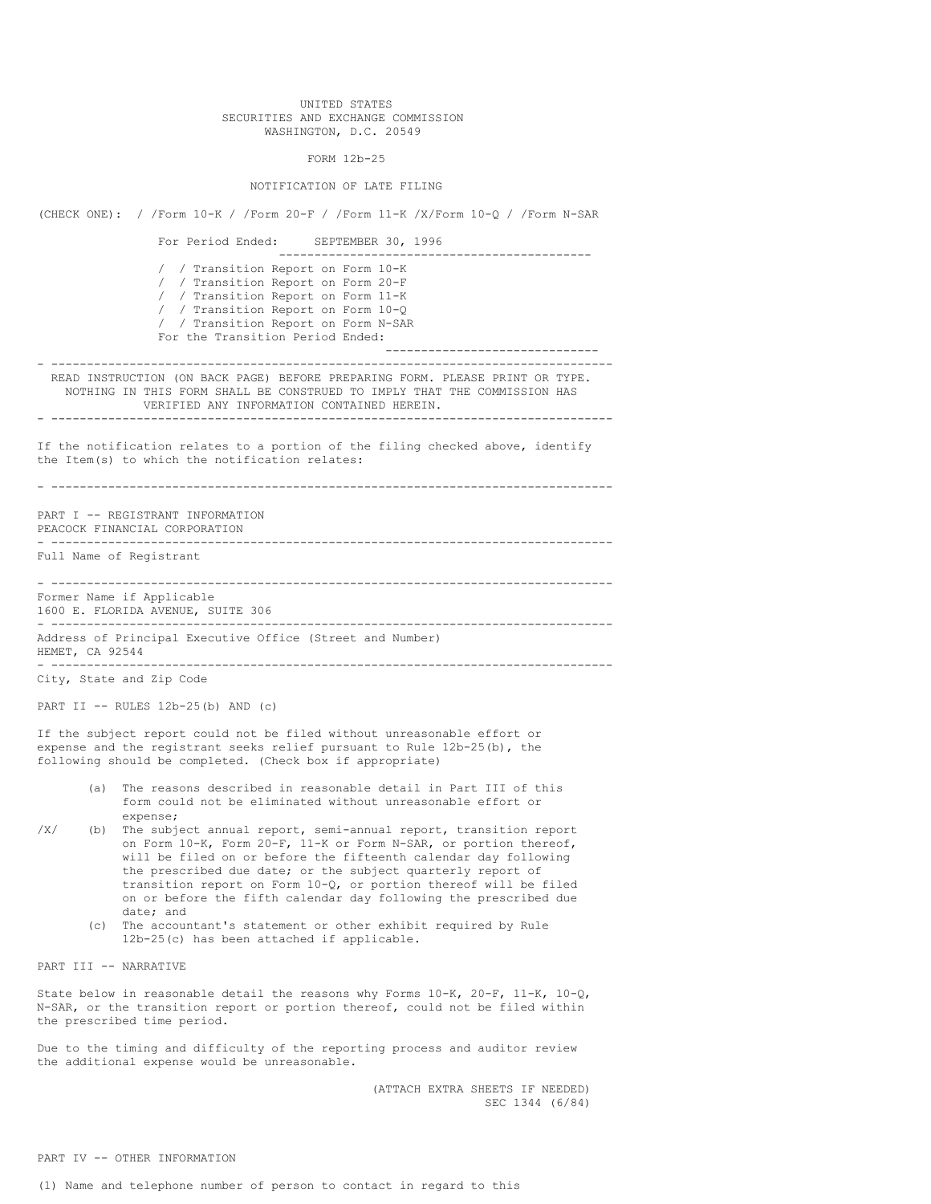UNITED STATES
SECURITIES AND EXCHANGE COMMISSION
WASHINGTON, D.C. 20549

FORM 12b-25

NOTIFICATION OF LATE FILING

(CHECK ONE): / /Form 10-K / /Form 20-F / /Form 11-K /X/Form 10-Q / /Form N-SAR

For Period Ended: SEPTEMBER 30, 1996

/ / Transition Report on Form 10-K
/ / Transition Report on Form 20-F
/ / Transition Report on Form 11-K
/ / Transition Report on Form 10-Q
/ / Transition Report on Form N-SAR
For the Transition Period Ended:

---

READ INSTRUCTION (ON BACK PAGE) BEFORE PREPARING FORM. PLEASE PRINT OR TYPE. NOTHING IN THIS FORM SHALL BE CONSTRUED TO IMPLY THAT THE COMMISSION HAS VERIFIED ANY INFORMATION CONTAINED HEREIN.

---

If the notification relates to a portion of the filing checked above, identify the Item(s) to which the notification relates:

---

PART I -- REGISTRANT INFORMATION

PEACOCK FINANCIAL CORPORATION

Full Name of Registrant

Former Name if Applicable

1600 E. FLORIDA AVENUE, SUITE 306

Address of Principal Executive Office (Street and Number)

HEMET, CA 92544

City, State and Zip Code

PART II -- RULES 12b-25(b) AND (c)

If the subject report could not be filed without unreasonable effort or expense and the registrant seeks relief pursuant to Rule 12b-25(b), the following should be completed. (Check box if appropriate)

(a) The reasons described in reasonable detail in Part III of this form could not be eliminated without unreasonable effort or expense;

/X/ (b) The subject annual report, semi-annual report, transition report on Form 10-K, Form 20-F, 11-K or Form N-SAR, or portion thereof, will be filed on or before the fifteenth calendar day following the prescribed due date; or the subject quarterly report of transition report on Form 10-Q, or portion thereof will be filed on or before the fifth calendar day following the prescribed due date; and

(c) The accountant's statement or other exhibit required by Rule 12b-25(c) has been attached if applicable.

PART III -- NARRATIVE

State below in reasonable detail the reasons why Forms 10-K, 20-F, 11-K, 10-Q, N-SAR, or the transition report or portion thereof, could not be filed within the prescribed time period.

Due to the timing and difficulty of the reporting process and auditor review the additional expense would be unreasonable.

(ATTACH EXTRA SHEETS IF NEEDED)
SEC 1344 (6/84)

PART IV -- OTHER INFORMATION

(1) Name and telephone number of person to contact in regard to this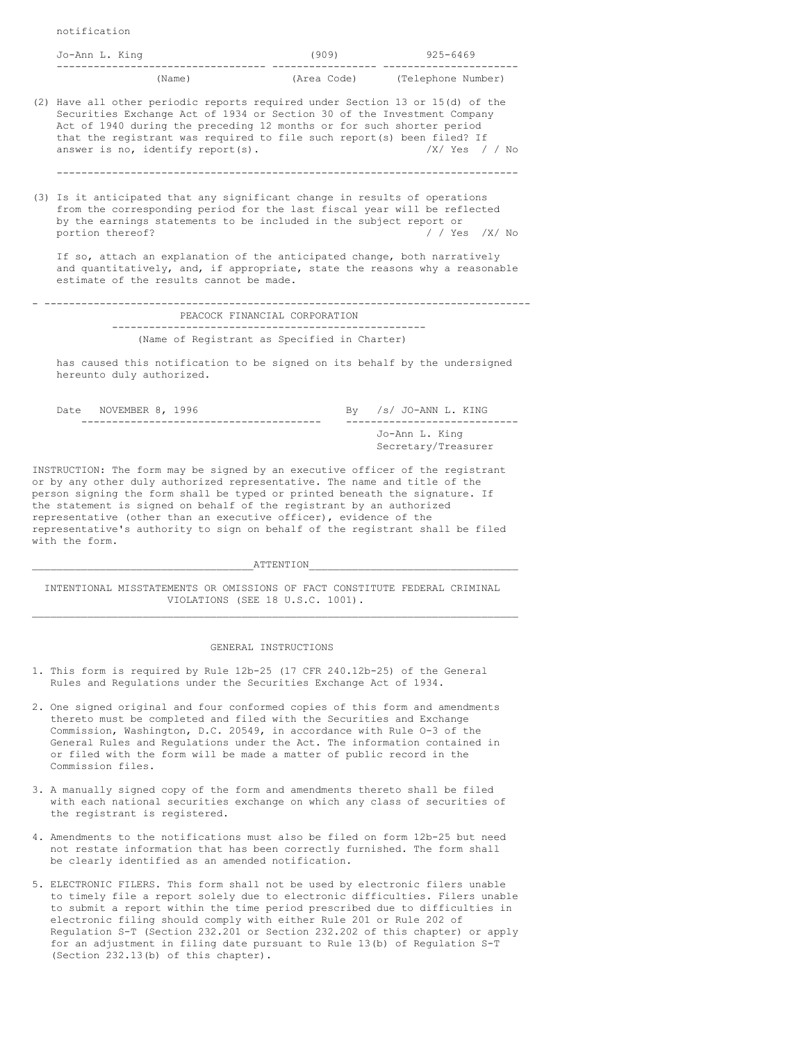notification

| Jo-Ann L. King | (909) | 925-6469 |
|---|---|---|
| (Name) | (Area Code) | (Telephone Number) |

(2) Have all other periodic reports required under Section 13 or 15(d) of the Securities Exchange Act of 1934 or Section 30 of the Investment Company Act of 1940 during the preceding 12 months or for such shorter period that the registrant was required to file such report(s) been filed? If answer is no, identify report(s). /X/ Yes / / No

---

(3) Is it anticipated that any significant change in results of operations from the corresponding period for the last fiscal year will be reflected by the earnings statements to be included in the subject report or portion thereof? / / Yes /X/ No

If so, attach an explanation of the anticipated change, both narratively and quantitatively, and, if appropriate, state the reasons why a reasonable estimate of the results cannot be made.

---

PEACOCK FINANCIAL CORPORATION

(Name of Registrant as Specified in Charter)

has caused this notification to be signed on its behalf by the undersigned hereunto duly authorized.

Date NOVEMBER 8, 1996

By /s/ JO-ANN L. KING

Jo-Ann L. King
Secretary/Treasurer

INSTRUCTION: The form may be signed by an executive officer of the registrant or by any other duly authorized representative. The name and title of the person signing the form shall be typed or printed beneath the signature. If the statement is signed on behalf of the registrant by an authorized representative (other than an executive officer), evidence of the representative's authority to sign on behalf of the registrant shall be filed with the form.

ATTENTION

INTENTIONAL MISSTATEMENTS OR OMISSIONS OF FACT CONSTITUTE FEDERAL CRIMINAL VIOLATIONS (SEE 18 U.S.C. 1001).

## GENERAL INSTRUCTIONS

1. This form is required by Rule 12b-25 (17 CFR 240.12b-25) of the General Rules and Regulations under the Securities Exchange Act of 1934.

2. One signed original and four conformed copies of this form and amendments thereto must be completed and filed with the Securities and Exchange Commission, Washington, D.C. 20549, in accordance with Rule 0-3 of the General Rules and Regulations under the Act. The information contained in or filed with the form will be made a matter of public record in the Commission files.

3. A manually signed copy of the form and amendments thereto shall be filed with each national securities exchange on which any class of securities of the registrant is registered.

4. Amendments to the notifications must also be filed on form 12b-25 but need not restate information that has been correctly furnished. The form shall be clearly identified as an amended notification.

5. ELECTRONIC FILERS. This form shall not be used by electronic filers unable to timely file a report solely due to electronic difficulties. Filers unable to submit a report within the time period prescribed due to difficulties in electronic filing should comply with either Rule 201 or Rule 202 of Regulation S-T (Section 232.201 or Section 232.202 of this chapter) or apply for an adjustment in filing date pursuant to Rule 13(b) of Regulation S-T (Section 232.13(b) of this chapter).